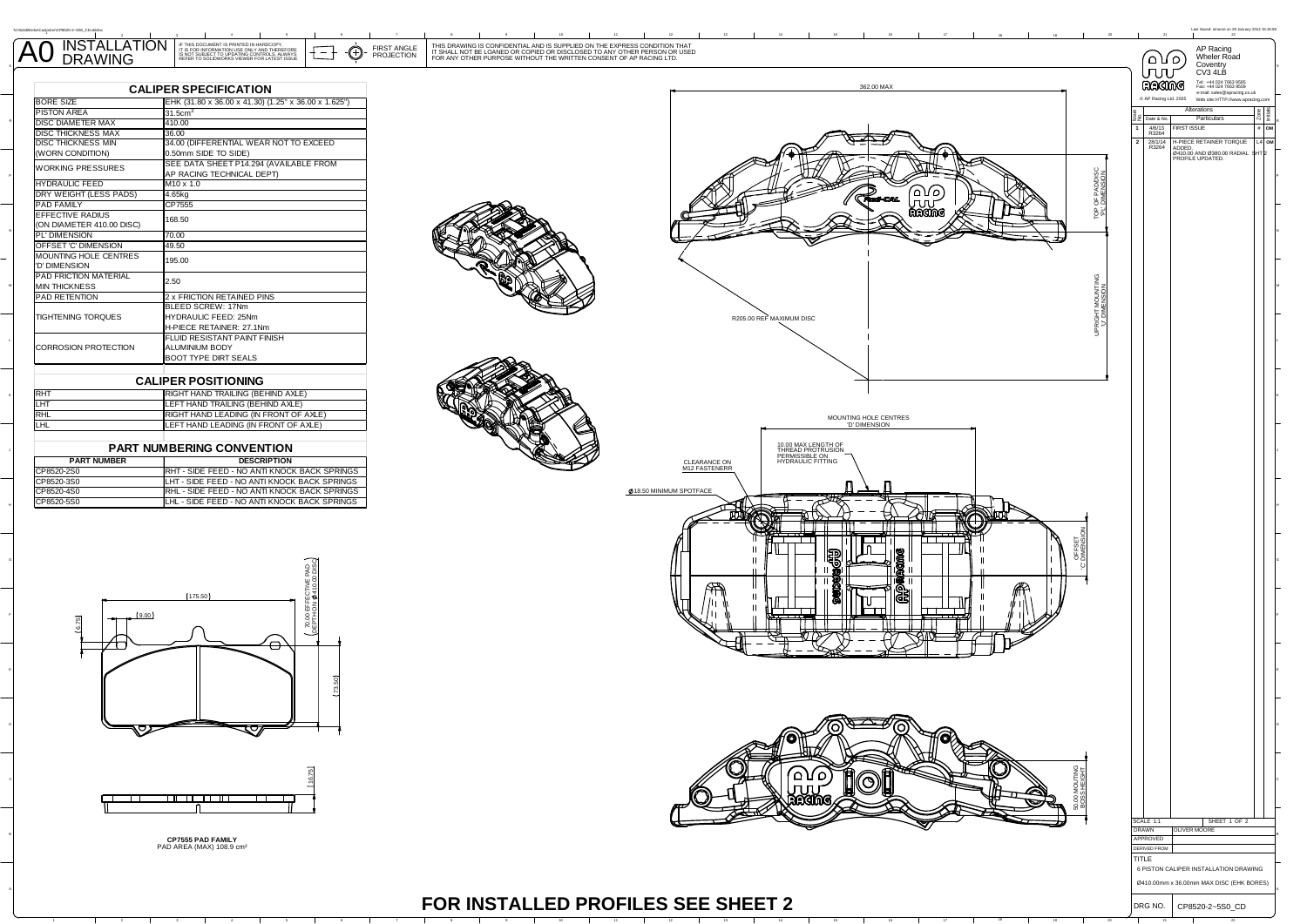# A0 INSTALLATION DRAWING

IF THIS DOCUMENT IS PRINTED IN HARDCOPY, IT IS FOR INFORMATION USE ONLY AND THEREFORE IS NOT SUBJECT TO UPDATING CONTROLS. ALWAYS REFER TO SOLIDWORKS VIEWER FOR LATEST ISSUE.

FIRST ANGLE PROJECTION

THIS DRAWING IS CONFIDENTIAL AND IS SUPPLIED ON THE EXPRESS CONDITION THAT IT SHALL NOT BE LOANED OR COPIED OR DISCLOSED TO ANY OTHER PERSON OR USED FOR ANY OTHER PURPOSE WITHOUT THE WRITTEN CONSENT OF AP RACING LTD.

AP Racing
Wheler Road
Coventry
CV3 4LB
Tel: +44 024 7663 9595
Fax: +44 024 7663 9559
e-mail: sales@apracing.co.uk
Web site: HTTP://www.apracing.com
© AP Racing Ltd. 2005

## CALIPER SPECIFICATION

| | |
|---|---|
| BORE SIZE | EHK (31.80 x 36.00 x 41.30) (1.25" x 36.00 x 1.625") |
| PISTON AREA | 31.5cm² |
| DISC DIAMETER MAX | 410.00 |
| DISC THICKNESS MAX | 36.00 |
| DISC THICKNESS MIN (WORN CONDITION) | 34.00 (DIFFERENTIAL WEAR NOT TO EXCEED 0.50mm SIDE TO SIDE) |
| WORKING PRESSURES | SEE DATA SHEET P14.294 (AVAILABLE FROM AP RACING TECHNICAL DEPT) |
| HYDRAULIC FEED | M10 x 1.0 |
| DRY WEIGHT (LESS PADS) | 4.65kg |
| PAD FAMILY | CP7555 |
| EFFECTIVE RADIUS (ON DIAMETER 410.00 DISC) | 168.50 |
| 'PL' DIMENSION | 70.00 |
| OFFSET 'C' DIMENSION | 49.50 |
| MOUNTING HOLE CENTRES 'D' DIMENSION | 195.00 |
| PAD FRICTION MATERIAL MIN THICKNESS | 2.50 |
| PAD RETENTION | 2 x FRICTION RETAINED PINS |
| TIGHTENING TORQUES | BLEED SCREW: 17Nm<br>HYDRAULIC FEED: 25Nm<br>H-PIECE RETAINER: 27.1Nm |
| CORROSION PROTECTION | FLUID RESISTANT PAINT FINISH<br>ALUMINIUM BODY<br>BOOT TYPE DIRT SEALS |

## CALIPER POSITIONING

| | |
|---|---|
| RHT | RIGHT HAND TRAILING (BEHIND AXLE) |
| LHT | LEFT HAND TRAILING (BEHIND AXLE) |
| RHL | RIGHT HAND LEADING (IN FRONT OF AXLE) |
| LHL | LEFT HAND LEADING (IN FRONT OF AXLE) |

## PART NUMBERING CONVENTION

| PART NUMBER | DESCRIPTION |
|---|---|
| CP8520-2S0 | RHT - SIDE FEED - NO ANTI KNOCK BACK SPRINGS |
| CP8520-3S0 | LHT - SIDE FEED - NO ANTI KNOCK BACK SPRINGS |
| CP8520-4S0 | RHL - SIDE FEED - NO ANTI KNOCK BACK SPRINGS |
| CP8520-5S0 | LHL - SIDE FEED - NO ANTI KNOCK BACK SPRINGS |

175.50
9.00
6.75
70.00 (EFFECTIVE PAD DEPTH ON Ø410.00 DISC)
73.50
16.75

**CP7555 PAD FAMILY**
PAD AREA (MAX) 108.9 cm²

362.00 MAX
TOP OF PAD/DISC 'PL' DIMENSION
UPRIGHT MOUNTING 'U' DIMENSION
R205.00 REF MAXIMUM DISC
MOUNTING HOLE CENTRES 'D' DIMENSION
10.00 MAX LENGTH OF THREAD PROTRUSION PERMISSIBLE ON HYDRAULIC FITTING
CLEARANCE ON M12 FASTENERR
Ø18.50 MINIMUM SPOTFACE
OFFSET 'C' DIMENSION
50.00 MOUNTING BOSS HEIGHT

## Alterations

| Issue No. | Date & No. | Particulars | Zone | Initials |
|---|---|---|---|---|
| 1 | 4/6/13 R3264 | FIRST ISSUE | x | OM |
| 2 | 28/1/14 R3264 | H-PIECE RETAINER TORQUE ADDED. Ø410.00 AND Ø380.00 RADIAL PROFILE UPDATED. | L4 SHT 2 | OM |

| | |
|---|---|
| SCALE 1:1 | SHEET 1 OF 2 |
| DRAWN | OLIVER MOORE |
| APPROVED | |
| DERIVED FROM | |

TITLE
6 PISTON CALIPER INSTALLATION DRAWING
Ø410.00mm x 36.00mm MAX DISC (EHK BORES)

DRG NO. CP8520-2~5S0_CD

# FOR INSTALLED PROFILES SEE SHEET 2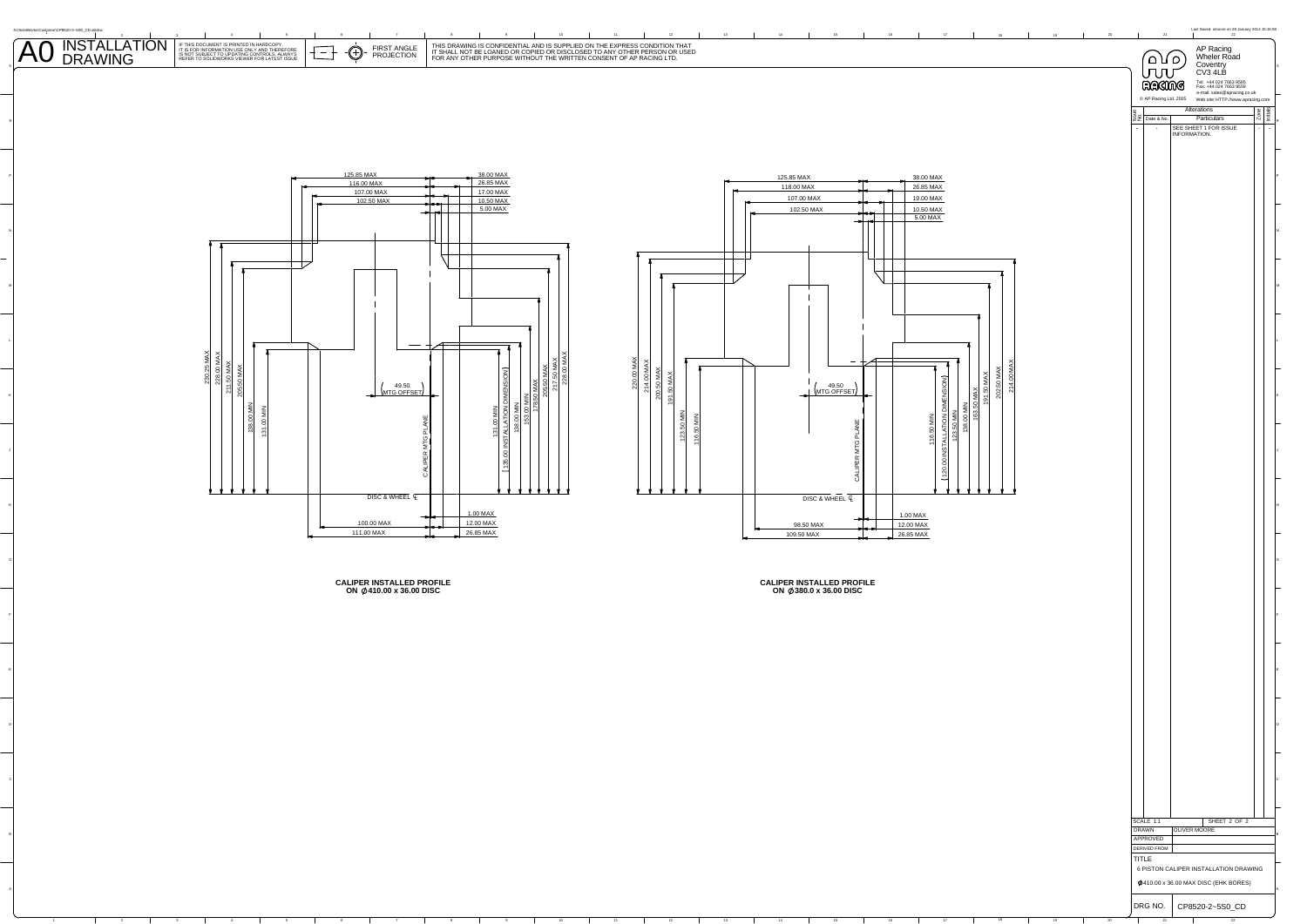# A0 INSTALLATION DRAWING

IF THIS DOCUMENT IS PRINTED IN HARDCOPY, IT IS FOR INFORMATION USE ONLY AND THEREFORE IS NOT SUBJECT TO UPDATING CONTROLS. ALWAYS REFER TO SOLIDWORKS VIEWER FOR LATEST ISSUE.

FIRST ANGLE PROJECTION

THIS DRAWING IS CONFIDENTIAL AND IS SUPPLIED ON THE EXPRESS CONDITION THAT IT SHALL NOT BE LOANED OR COPIED OR DISCLOSED TO ANY OTHER PERSON OR USED FOR ANY OTHER PURPOSE WITHOUT THE WRITTEN CONSENT OF AP RACING LTD.

AP Racing
Wheler Road
Coventry
CV3 4LB

Tel: +44 024 7663 9595
Fax: +44 024 7663 9559
e-mail: sales@apracing.co.uk
Web site: HTTP://www.apracing.com

© AP Racing Ltd. 2005

| Issue No. | Date & No. | Alterations Particulars | Zone | Initials |
|---|---|---|---|---|
| - | - | SEE SHEET 1 FOR ISSUE INFORMATION. | - | - |

125.85 MAX
116.00 MAX
107.00 MAX
102.50 MAX
38.00 MAX
26.85 MAX
17.00 MAX
10.50 MAX
5.00 MAX
230.25 MAX
228.00 MAX
211.50 MAX
205.50 MAX
138.00 MIN
131.00 MIN
49.50 MTG OFFSET
CALIPER MTG PLANE
131.00 MIN
135.00 INSTALLATION DIMENSION
138.00 MIN
153.00 MIN
178.50 MAX
205.50 MAX
217.50 MAX
228.00 MAX
DISC & WHEEL ℄
1.00 MAX
100.00 MAX
12.00 MAX
111.00 MAX
26.85 MAX

**CALIPER INSTALLED PROFILE ON ∅410.00 x 36.00 DISC**

125.85 MAX
118.00 MAX
107.00 MAX
102.50 MAX
38.00 MAX
26.85 MAX
19.00 MAX
10.50 MAX
5.00 MAX
220.00 MAX
214.00 MAX
200.50 MAX
191.50 MAX
123.50 MIN
116.50 MIN
49.50 MTG OFFSET
CALIPER MTG PLANE
116.50 MIN
120.00 INSTALLATION DIMENSION
123.50 MIN
138.00 MIN
163.50 MAX
191.50 MAX
202.50 MAX
214.00 MAX
DISC & WHEEL ℄
1.00 MAX
98.50 MAX
12.00 MAX
109.50 MAX
26.85 MAX

**CALIPER INSTALLED PROFILE ON ∅380.0 x 36.00 DISC**

| | |
|---|---|
| SCALE 1:1 | SHEET 2 OF 2 |
| DRAWN | OLIVER MOORE |
| APPROVED | |
| DERIVED FROM | |
| TITLE | 6 PISTON CALIPER INSTALLATION DRAWING ∅410.00 x 36.00 MAX DISC (EHK BORES) |
| DRG NO. | CP8520-2~5S0_CD |